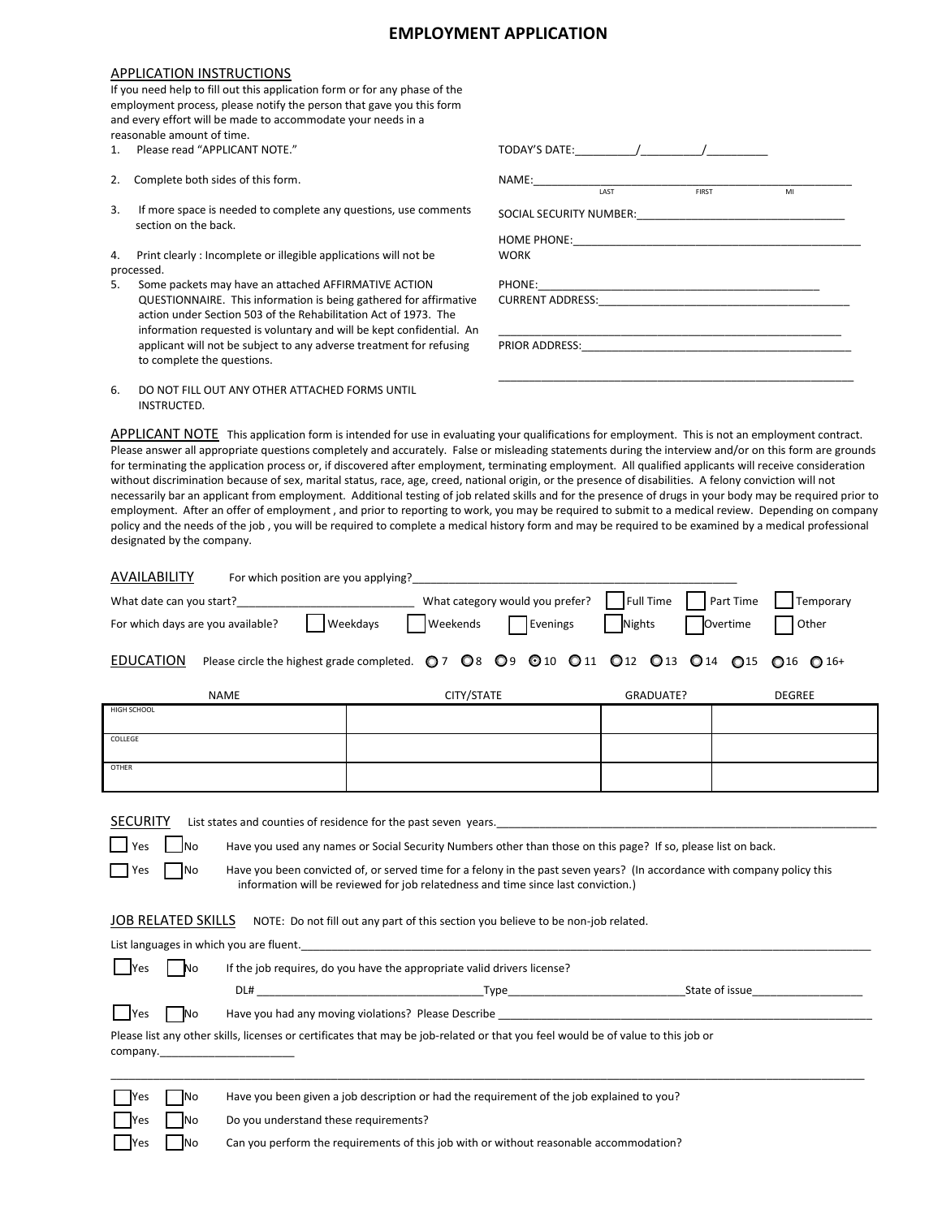# EMPLOYMENT APPLICATION

## APPLICATION INSTRUCTIONS

If you need help to fill out this application form or for any phase of the employment process, please notify the person that gave you this form and every effort will be made to accommodate your needs in a reasonable amount of time.

1. Please read "APPLICANT NOTE."
2. Complete both sides of this form.
3. If more space is needed to complete any questions, use comments section on the back.
4. Print clearly : Incomplete or illegible applications will not be processed.
5. Some packets may have an attached AFFIRMATIVE ACTION QUESTIONNAIRE. This information is being gathered for affirmative action under Section 503 of the Rehabilitation Act of 1973. The information requested is voluntary and will be kept confidential. An applicant will not be subject to any adverse treatment for refusing to complete the questions.
6. DO NOT FILL OUT ANY OTHER ATTACHED FORMS UNTIL INSTRUCTED.

TODAY'S DATE:__________/__________/__________

NAME:______________________________________________________
LAST FIRST MI

SOCIAL SECURITY NUMBER:__________________________________

HOME PHONE:______________________________________________

WORK PHONE:_____________________________________________

CURRENT ADDRESS:________________________________________

_________________________________________________________

PRIOR ADDRESS:___________________________________________

_________________________________________________________

## APPLICANT NOTE

This application form is intended for use in evaluating your qualifications for employment. This is not an employment contract. Please answer all appropriate questions completely and accurately. False or misleading statements during the interview and/or on this form are grounds for terminating the application process or, if discovered after employment, terminating employment. All qualified applicants will receive consideration without discrimination because of sex, marital status, race, age, creed, national origin, or the presence of disabilities. A felony conviction will not necessarily bar an applicant from employment. Additional testing of job related skills and for the presence of drugs in your body may be required prior to employment. After an offer of employment , and prior to reporting to work, you may be required to submit to a medical review. Depending on company policy and the needs of the job , you will be required to complete a medical history form and may be required to be examined by a medical professional designated by the company.

## AVAILABILITY

For which position are you applying?_____________________________________________________

What date can you start?____________________________ What category would you prefer? ☐ Full Time ☐ Part Time ☐ Temporary

For which days are you available? ☐ Weekdays ☐ Weekends ☐ Evenings ☐ Nights ☐ Overtime ☐ Other

## EDUCATION

Please circle the highest grade completed. ○ 7 ○ 8 ○ 9 ○ 10 ○ 11 ○ 12 ○ 13 ○ 14 ○ 15 ○ 16 ○ 16+

| NAME | CITY/STATE | GRADUATE? | DEGREE |
|---|---|---|---|
| HIGH SCHOOL | | | |
| COLLEGE | | | |
| OTHER | | | |

## SECURITY

List states and counties of residence for the past seven years.______________________________________________

☐ Yes ☐ No Have you used any names or Social Security Numbers other than those on this page? If so, please list on back.

☐ Yes ☐ No Have you been convicted of, or served time for a felony in the past seven years? (In accordance with company policy this information will be reviewed for job relatedness and time since last conviction.)

## JOB RELATED SKILLS

NOTE: Do not fill out any part of this section you believe to be non-job related.

List languages in which you are fluent.______________________________________________________________

☐ Yes ☐ No If the job requires, do you have the appropriate valid drivers license?

DL# ___________________________________Type____________________________State of issue__________________

☐ Yes ☐ No Have you had any moving violations? Please Describe _______________________________________________

Please list any other skills, licenses or certificates that may be job-related or that you feel would be of value to this job or company._____________________

_______________________________________________________________________________________________

☐ Yes ☐ No Have you been given a job description or had the requirement of the job explained to you?

☐ Yes ☐ No Do you understand these requirements?

☐ Yes ☐ No Can you perform the requirements of this job with or without reasonable accommodation?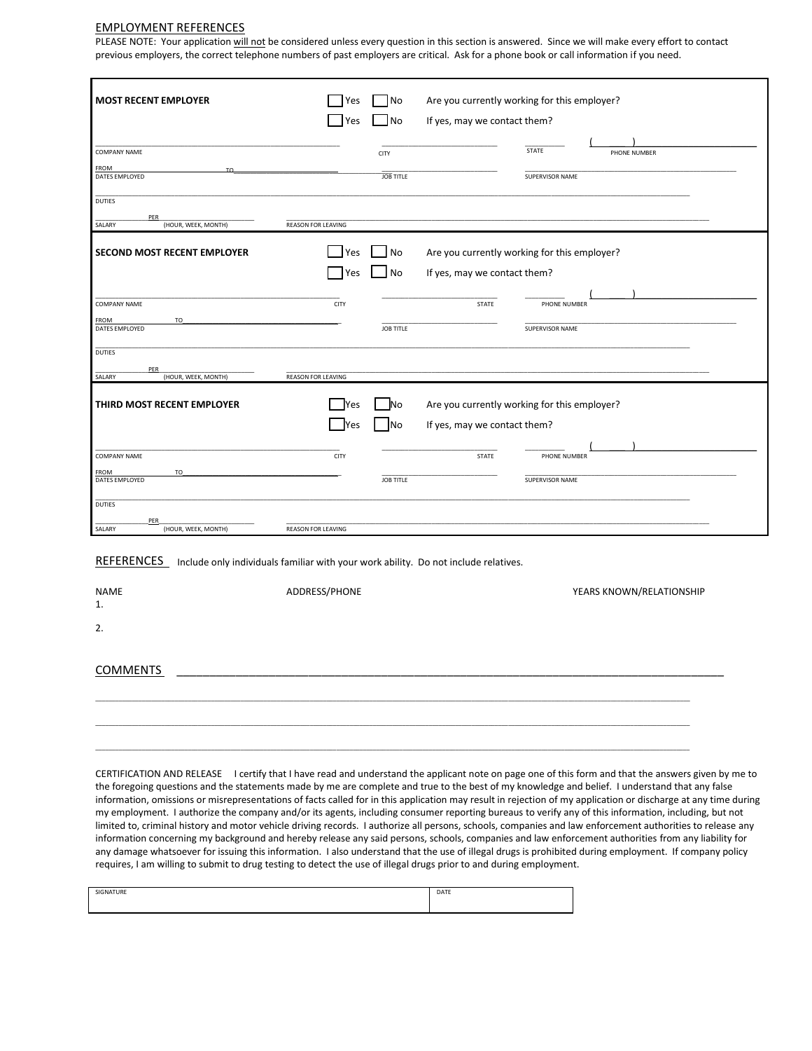## EMPLOYMENT REFERENCES

PLEASE NOTE: Your application will not be considered unless every question in this section is answered. Since we will make every effort to contact previous employers, the correct telephone numbers of past employers are critical. Ask for a phone book or call information if you need.

**MOST RECENT EMPLOYER**

☐ Yes ☐ No Are you currently working for this employer?

☐ Yes ☐ No If yes, may we contact them?

COMPANY NAME | CITY | STATE | ( ) PHONE NUMBER

FROM ______ TO ______ DATES EMPLOYED | JOB TITLE | SUPERVISOR NAME

DUTIES

SALARY ______ PER ______ (HOUR, WEEK, MONTH) | REASON FOR LEAVING

**SECOND MOST RECENT EMPLOYER**

☐ Yes ☐ No Are you currently working for this employer?

☐ Yes ☐ No If yes, may we contact them?

COMPANY NAME | CITY | STATE | ( ) PHONE NUMBER

FROM ______ TO ______ DATES EMPLOYED | JOB TITLE | SUPERVISOR NAME

DUTIES

SALARY ______ PER ______ (HOUR, WEEK, MONTH) | REASON FOR LEAVING

**THIRD MOST RECENT EMPLOYER**

☐ Yes ☐ No Are you currently working for this employer?

☐ Yes ☐ No If yes, may we contact them?

COMPANY NAME | CITY | STATE | ( ) PHONE NUMBER

FROM ______ TO ______ DATES EMPLOYED | JOB TITLE | SUPERVISOR NAME

DUTIES

SALARY ______ PER ______ (HOUR, WEEK, MONTH) | REASON FOR LEAVING

## REFERENCES

Include only individuals familiar with your work ability. Do not include relatives.

| NAME | ADDRESS/PHONE | YEARS KNOWN/RELATIONSHIP |
|---|---|---|
| 1. | | |
| 2. | | |

## COMMENTS

______________________________________________________________________

______________________________________________________________________

______________________________________________________________________

______________________________________________________________________

CERTIFICATION AND RELEASE I certify that I have read and understand the applicant note on page one of this form and that the answers given by me to the foregoing questions and the statements made by me are complete and true to the best of my knowledge and belief. I understand that any false information, omissions or misrepresentations of facts called for in this application may result in rejection of my application or discharge at any time during my employment. I authorize the company and/or its agents, including consumer reporting bureaus to verify any of this information, including, but not limited to, criminal history and motor vehicle driving records. I authorize all persons, schools, companies and law enforcement authorities to release any information concerning my background and hereby release any said persons, schools, companies and law enforcement authorities from any liability for any damage whatsoever for issuing this information. I also understand that the use of illegal drugs is prohibited during employment. If company policy requires, I am willing to submit to drug testing to detect the use of illegal drugs prior to and during employment.

| SIGNATURE | DATE |
|---|---|
| | |